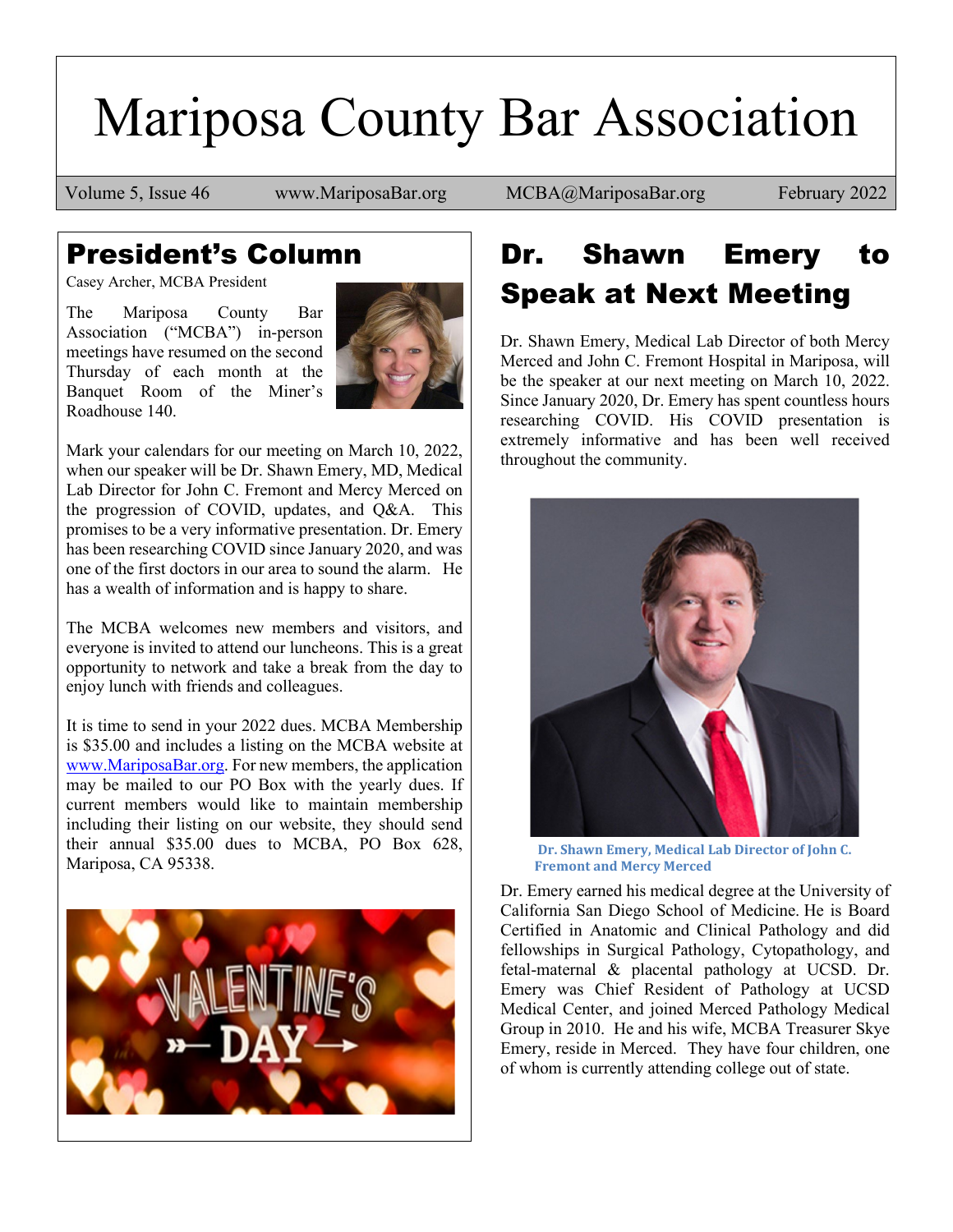# Mariposa County Bar Association

Volume 5, Issue 46 | www.MariposaBar.org | MCBA@MariposaBar.org | February 2022

## President's Column

Casey Archer, MCBA President

The Mariposa County Bar Association ("MCBA") in-person meetings have resumed on the second Thursday of each month at the Banquet Room of the Miner's Roadhouse 140.

Mark your calendars for our meeting on March 10, 2022, when our speaker will be Dr. Shawn Emery, MD, Medical Lab Director for John C. Fremont and Mercy Merced on the progression of COVID, updates, and Q&A. This promises to be a very informative presentation. Dr. Emery has been researching COVID since January 2020, and was one of the first doctors in our area to sound the alarm. He has a wealth of information and is happy to share.

The MCBA welcomes new members and visitors, and everyone is invited to attend our luncheons. This is a great opportunity to network and take a break from the day to enjoy lunch with friends and colleagues.

It is time to send in your 2022 dues. MCBA Membership is $35.00 and includes a listing on the MCBA website at www.MariposaBar.org. For new members, the application may be mailed to our PO Box with the yearly dues. If current members would like to maintain membership including their listing on our website, they should send their annual $35.00 dues to MCBA, PO Box 628, Mariposa, CA 95338.

## Dr. Shawn Emery to Speak at Next Meeting

Dr. Shawn Emery, Medical Lab Director of both Mercy Merced and John C. Fremont Hospital in Mariposa, will be the speaker at our next meeting on March 10, 2022. Since January 2020, Dr. Emery has spent countless hours researching COVID. His COVID presentation is extremely informative and has been well received throughout the community.

Dr. Shawn Emery, Medical Lab Director of John C. Fremont and Mercy Merced

Dr. Emery earned his medical degree at the University of California San Diego School of Medicine. He is Board Certified in Anatomic and Clinical Pathology and did fellowships in Surgical Pathology, Cytopathology, and fetal-maternal & placental pathology at UCSD. Dr. Emery was Chief Resident of Pathology at UCSD Medical Center, and joined Merced Pathology Medical Group in 2010. He and his wife, MCBA Treasurer Skye Emery, reside in Merced. They have four children, one of whom is currently attending college out of state.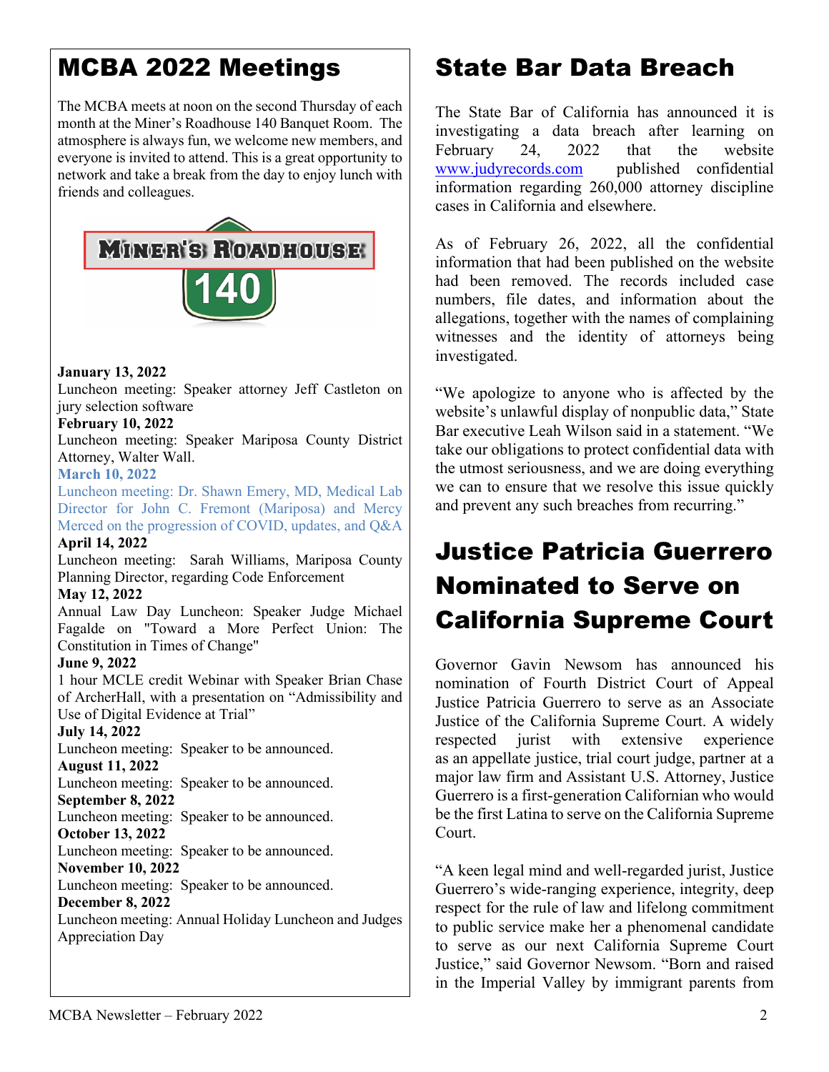# MCBA 2022 Meetings

The MCBA meets at noon on the second Thursday of each month at the Miner's Roadhouse 140 Banquet Room. The atmosphere is always fun, we welcome new members, and everyone is invited to attend. This is a great opportunity to network and take a break from the day to enjoy lunch with friends and colleagues.

**January 13, 2022**
Luncheon meeting: Speaker attorney Jeff Castleton on jury selection software
**February 10, 2022**
Luncheon meeting: Speaker Mariposa County District Attorney, Walter Wall.
**March 10, 2022**
Luncheon meeting: Dr. Shawn Emery, MD, Medical Lab Director for John C. Fremont (Mariposa) and Mercy Merced on the progression of COVID, updates, and Q&A
**April 14, 2022**
Luncheon meeting: Sarah Williams, Mariposa County Planning Director, regarding Code Enforcement
**May 12, 2022**
Annual Law Day Luncheon: Speaker Judge Michael Fagalde on "Toward a More Perfect Union: The Constitution in Times of Change"
**June 9, 2022**
1 hour MCLE credit Webinar with Speaker Brian Chase of ArcherHall, with a presentation on "Admissibility and Use of Digital Evidence at Trial"
**July 14, 2022**
Luncheon meeting: Speaker to be announced.
**August 11, 2022**
Luncheon meeting: Speaker to be announced.
**September 8, 2022**
Luncheon meeting: Speaker to be announced.
**October 13, 2022**
Luncheon meeting: Speaker to be announced.
**November 10, 2022**
Luncheon meeting: Speaker to be announced.
**December 8, 2022**
Luncheon meeting: Annual Holiday Luncheon and Judges Appreciation Day

# State Bar Data Breach

The State Bar of California has announced it is investigating a data breach after learning on February 24, 2022 that the website www.judyrecords.com published confidential information regarding 260,000 attorney discipline cases in California and elsewhere.

As of February 26, 2022, all the confidential information that had been published on the website had been removed. The records included case numbers, file dates, and information about the allegations, together with the names of complaining witnesses and the identity of attorneys being investigated.

"We apologize to anyone who is affected by the website's unlawful display of nonpublic data," State Bar executive Leah Wilson said in a statement. "We take our obligations to protect confidential data with the utmost seriousness, and we are doing everything we can to ensure that we resolve this issue quickly and prevent any such breaches from recurring."

# Justice Patricia Guerrero Nominated to Serve on California Supreme Court

Governor Gavin Newsom has announced his nomination of Fourth District Court of Appeal Justice Patricia Guerrero to serve as an Associate Justice of the California Supreme Court. A widely respected jurist with extensive experience as an appellate justice, trial court judge, partner at a major law firm and Assistant U.S. Attorney, Justice Guerrero is a first-generation Californian who would be the first Latina to serve on the California Supreme Court.

"A keen legal mind and well-regarded jurist, Justice Guerrero's wide-ranging experience, integrity, deep respect for the rule of law and lifelong commitment to public service make her a phenomenal candidate to serve as our next California Supreme Court Justice," said Governor Newsom. "Born and raised in the Imperial Valley by immigrant parents from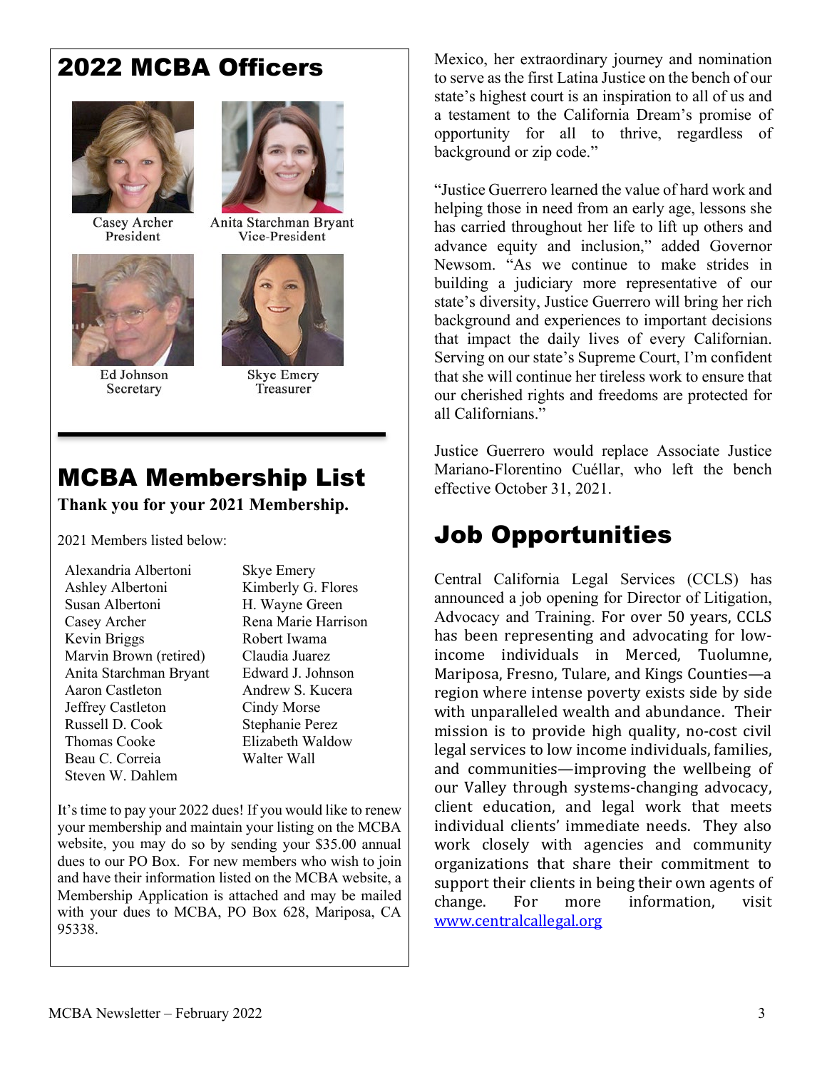## 2022 MCBA Officers

Casey Archer
President

Anita Starchman Bryant
Vice-President

Ed Johnson
Secretary

Skye Emery
Treasurer

## MCBA Membership List

**Thank you for your 2021 Membership.**

2021 Members listed below:

Alexandria Albertoni
Ashley Albertoni
Susan Albertoni
Casey Archer
Kevin Briggs
Marvin Brown (retired)
Anita Starchman Bryant
Aaron Castleton
Jeffrey Castleton
Russell D. Cook
Thomas Cooke
Beau C. Correia
Steven W. Dahlem
Skye Emery
Kimberly G. Flores
H. Wayne Green
Rena Marie Harrison
Robert Iwama
Claudia Juarez
Edward J. Johnson
Andrew S. Kucera
Cindy Morse
Stephanie Perez
Elizabeth Waldow
Walter Wall

It's time to pay your 2022 dues! If you would like to renew your membership and maintain your listing on the MCBA website, you may do so by sending your $35.00 annual dues to our PO Box. For new members who wish to join and have their information listed on the MCBA website, a Membership Application is attached and may be mailed with your dues to MCBA, PO Box 628, Mariposa, CA 95338.

Mexico, her extraordinary journey and nomination to serve as the first Latina Justice on the bench of our state's highest court is an inspiration to all of us and a testament to the California Dream's promise of opportunity for all to thrive, regardless of background or zip code."

"Justice Guerrero learned the value of hard work and helping those in need from an early age, lessons she has carried throughout her life to lift up others and advance equity and inclusion," added Governor Newsom. "As we continue to make strides in building a judiciary more representative of our state's diversity, Justice Guerrero will bring her rich background and experiences to important decisions that impact the daily lives of every Californian. Serving on our state's Supreme Court, I'm confident that she will continue her tireless work to ensure that our cherished rights and freedoms are protected for all Californians."

Justice Guerrero would replace Associate Justice Mariano-Florentino Cuéllar, who left the bench effective October 31, 2021.

## Job Opportunities

Central California Legal Services (CCLS) has announced a job opening for Director of Litigation, Advocacy and Training. For over 50 years, CCLS has been representing and advocating for low-income individuals in Merced, Tuolumne, Mariposa, Fresno, Tulare, and Kings Counties—a region where intense poverty exists side by side with unparalleled wealth and abundance. Their mission is to provide high quality, no-cost civil legal services to low income individuals, families, and communities—improving the wellbeing of our Valley through systems-changing advocacy, client education, and legal work that meets individual clients' immediate needs. They also work closely with agencies and community organizations that share their commitment to support their clients in being their own agents of change. For more information, visit www.centralcallegal.org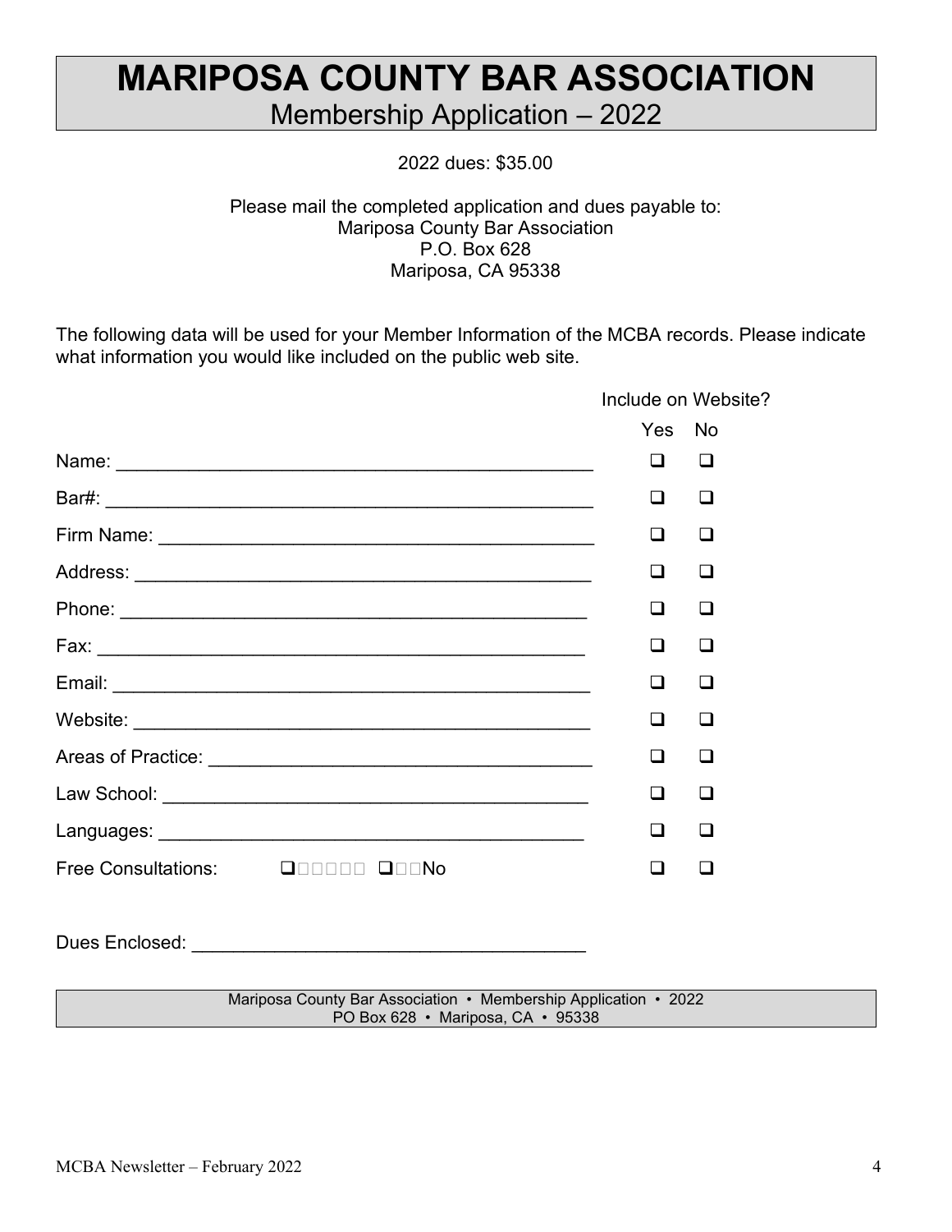# MARIPOSA COUNTY BAR ASSOCIATION

## Membership Application – 2022

2022 dues: $35.00

Please mail the completed application and dues payable to:
Mariposa County Bar Association
P.O. Box 628
Mariposa, CA 95338

The following data will be used for your Member Information of the MCBA records. Please indicate what information you would like included on the public web site.

| | Include on Website? Yes | No |
|---|---|---|
| Name: ______________________________ | ❑ | ❑ |
| Bar#: ______________________________ | ❑ | ❑ |
| Firm Name: ______________________________ | ❑ | ❑ |
| Address: ______________________________ | ❑ | ❑ |
| Phone: ______________________________ | ❑ | ❑ |
| Fax: ______________________________ | ❑ | ❑ |
| Email: ______________________________ | ❑ | ❑ |
| Website: ______________________________ | ❑ | ❑ |
| Areas of Practice: ______________________________ | ❑ | ❑ |
| Law School: ______________________________ | ❑ | ❑ |
| Languages: ______________________________ | ❑ | ❑ |
| Free Consultations: ❑ ❑ No | ❑ | ❑ |

Dues Enclosed: ______________________________

Mariposa County Bar Association • Membership Application • 2022
PO Box 628 • Mariposa, CA • 95338